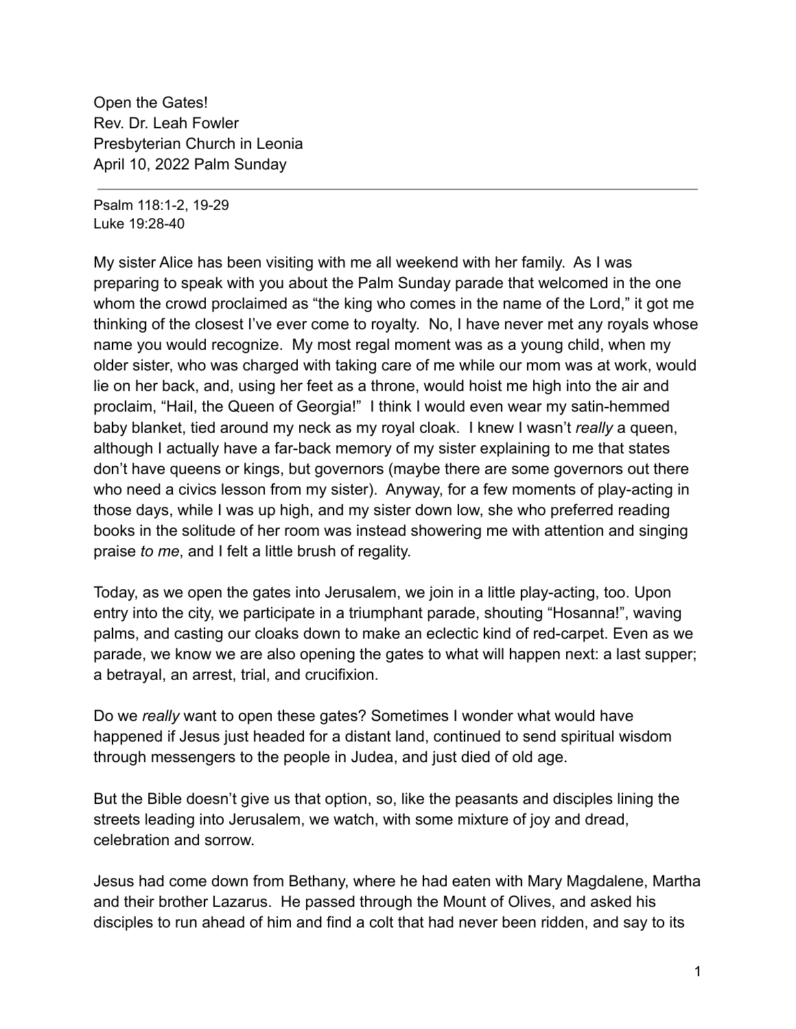Open the Gates!
Rev. Dr. Leah Fowler
Presbyterian Church in Leonia
April 10, 2022 Palm Sunday

---

Psalm 118:1-2, 19-29
Luke 19:28-40

My sister Alice has been visiting with me all weekend with her family. As I was preparing to speak with you about the Palm Sunday parade that welcomed in the one whom the crowd proclaimed as "the king who comes in the name of the Lord," it got me thinking of the closest I've ever come to royalty. No, I have never met any royals whose name you would recognize. My most regal moment was as a young child, when my older sister, who was charged with taking care of me while our mom was at work, would lie on her back, and, using her feet as a throne, would hoist me high into the air and proclaim, "Hail, the Queen of Georgia!" I think I would even wear my satin-hemmed baby blanket, tied around my neck as my royal cloak. I knew I wasn't *really* a queen, although I actually have a far-back memory of my sister explaining to me that states don't have queens or kings, but governors (maybe there are some governors out there who need a civics lesson from my sister). Anyway, for a few moments of play-acting in those days, while I was up high, and my sister down low, she who preferred reading books in the solitude of her room was instead showering me with attention and singing praise *to me*, and I felt a little brush of regality.

Today, as we open the gates into Jerusalem, we join in a little play-acting, too. Upon entry into the city, we participate in a triumphant parade, shouting "Hosanna!", waving palms, and casting our cloaks down to make an eclectic kind of red-carpet. Even as we parade, we know we are also opening the gates to what will happen next: a last supper; a betrayal, an arrest, trial, and crucifixion.

Do we *really* want to open these gates? Sometimes I wonder what would have happened if Jesus just headed for a distant land, continued to send spiritual wisdom through messengers to the people in Judea, and just died of old age.

But the Bible doesn't give us that option, so, like the peasants and disciples lining the streets leading into Jerusalem, we watch, with some mixture of joy and dread, celebration and sorrow.

Jesus had come down from Bethany, where he had eaten with Mary Magdalene, Martha and their brother Lazarus. He passed through the Mount of Olives, and asked his disciples to run ahead of him and find a colt that had never been ridden, and say to its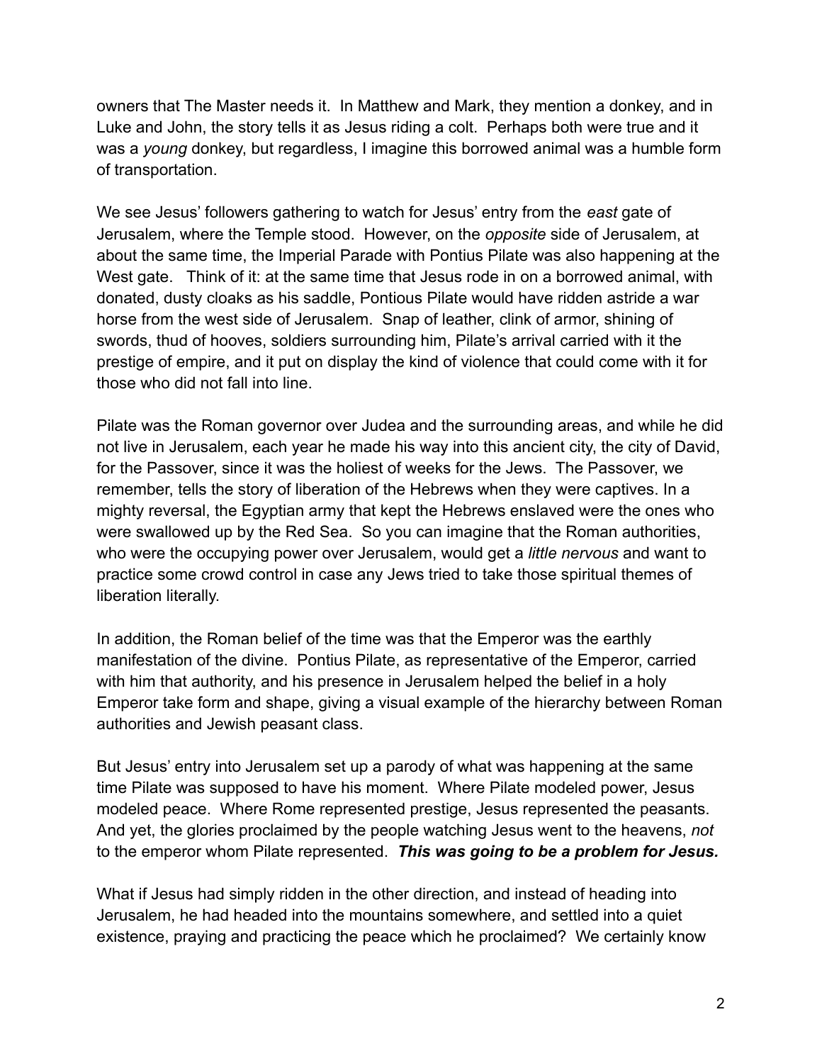owners that The Master needs it. In Matthew and Mark, they mention a donkey, and in Luke and John, the story tells it as Jesus riding a colt. Perhaps both were true and it was a *young* donkey, but regardless, I imagine this borrowed animal was a humble form of transportation.

We see Jesus' followers gathering to watch for Jesus' entry from the *east* gate of Jerusalem, where the Temple stood. However, on the *opposite* side of Jerusalem, at about the same time, the Imperial Parade with Pontius Pilate was also happening at the West gate. Think of it: at the same time that Jesus rode in on a borrowed animal, with donated, dusty cloaks as his saddle, Pontious Pilate would have ridden astride a war horse from the west side of Jerusalem. Snap of leather, clink of armor, shining of swords, thud of hooves, soldiers surrounding him, Pilate's arrival carried with it the prestige of empire, and it put on display the kind of violence that could come with it for those who did not fall into line.

Pilate was the Roman governor over Judea and the surrounding areas, and while he did not live in Jerusalem, each year he made his way into this ancient city, the city of David, for the Passover, since it was the holiest of weeks for the Jews. The Passover, we remember, tells the story of liberation of the Hebrews when they were captives. In a mighty reversal, the Egyptian army that kept the Hebrews enslaved were the ones who were swallowed up by the Red Sea. So you can imagine that the Roman authorities, who were the occupying power over Jerusalem, would get a *little nervous* and want to practice some crowd control in case any Jews tried to take those spiritual themes of liberation literally.

In addition, the Roman belief of the time was that the Emperor was the earthly manifestation of the divine. Pontius Pilate, as representative of the Emperor, carried with him that authority, and his presence in Jerusalem helped the belief in a holy Emperor take form and shape, giving a visual example of the hierarchy between Roman authorities and Jewish peasant class.

But Jesus' entry into Jerusalem set up a parody of what was happening at the same time Pilate was supposed to have his moment. Where Pilate modeled power, Jesus modeled peace. Where Rome represented prestige, Jesus represented the peasants. And yet, the glories proclaimed by the people watching Jesus went to the heavens, *not* to the emperor whom Pilate represented. ***This was going to be a problem for Jesus.***

What if Jesus had simply ridden in the other direction, and instead of heading into Jerusalem, he had headed into the mountains somewhere, and settled into a quiet existence, praying and practicing the peace which he proclaimed? We certainly know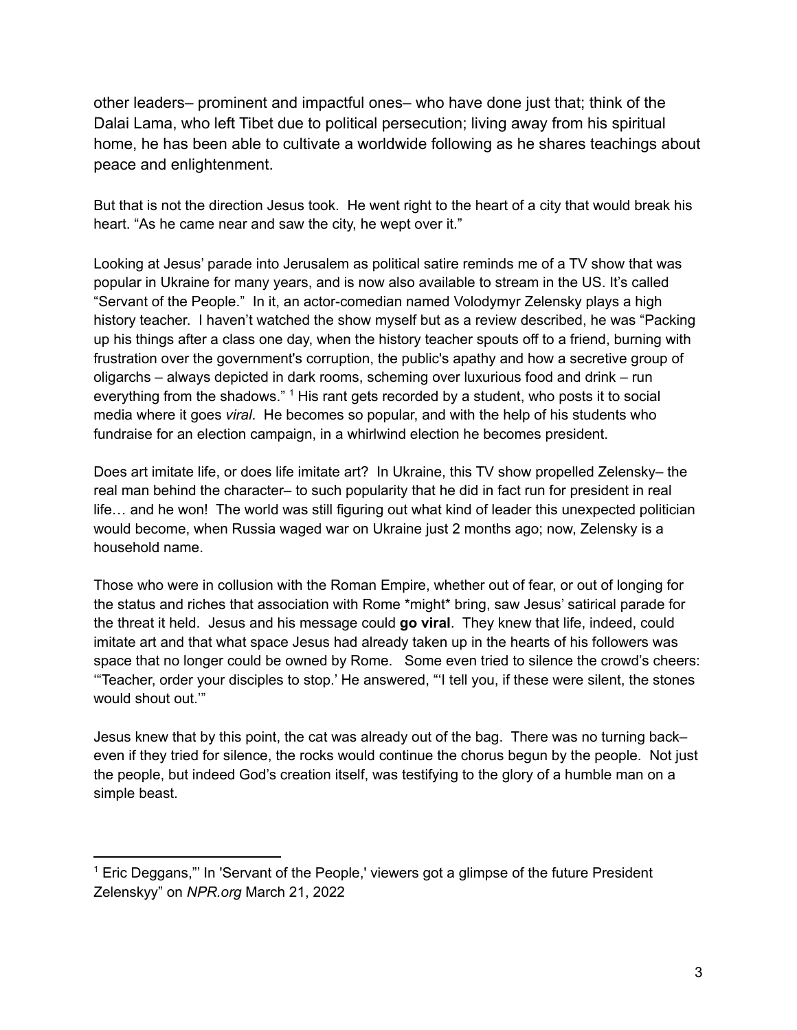other leaders– prominent and impactful ones– who have done just that; think of the Dalai Lama, who left Tibet due to political persecution; living away from his spiritual home, he has been able to cultivate a worldwide following as he shares teachings about peace and enlightenment.

But that is not the direction Jesus took. He went right to the heart of a city that would break his heart. "As he came near and saw the city, he wept over it."

Looking at Jesus' parade into Jerusalem as political satire reminds me of a TV show that was popular in Ukraine for many years, and is now also available to stream in the US. It's called "Servant of the People." In it, an actor-comedian named Volodymyr Zelensky plays a high history teacher. I haven't watched the show myself but as a review described, he was "Packing up his things after a class one day, when the history teacher spouts off to a friend, burning with frustration over the government's corruption, the public's apathy and how a secretive group of oligarchs – always depicted in dark rooms, scheming over luxurious food and drink – run everything from the shadows." [1] His rant gets recorded by a student, who posts it to social media where it goes *viral*. He becomes so popular, and with the help of his students who fundraise for an election campaign, in a whirlwind election he becomes president.

Does art imitate life, or does life imitate art? In Ukraine, this TV show propelled Zelensky– the real man behind the character– to such popularity that he did in fact run for president in real life… and he won! The world was still figuring out what kind of leader this unexpected politician would become, when Russia waged war on Ukraine just 2 months ago; now, Zelensky is a household name.

Those who were in collusion with the Roman Empire, whether out of fear, or out of longing for the status and riches that association with Rome *might* bring, saw Jesus' satirical parade for the threat it held. Jesus and his message could **go viral**. They knew that life, indeed, could imitate art and that what space Jesus had already taken up in the hearts of his followers was space that no longer could be owned by Rome. Some even tried to silence the crowd's cheers: '"Teacher, order your disciples to stop.' He answered, "'I tell you, if these were silent, the stones would shout out.'"

Jesus knew that by this point, the cat was already out of the bag. There was no turning back– even if they tried for silence, the rocks would continue the chorus begun by the people. Not just the people, but indeed God's creation itself, was testifying to the glory of a humble man on a simple beast.

---

[1] Eric Deggans,"' In 'Servant of the People,' viewers got a glimpse of the future President Zelenskyy" on *NPR.org* March 21, 2022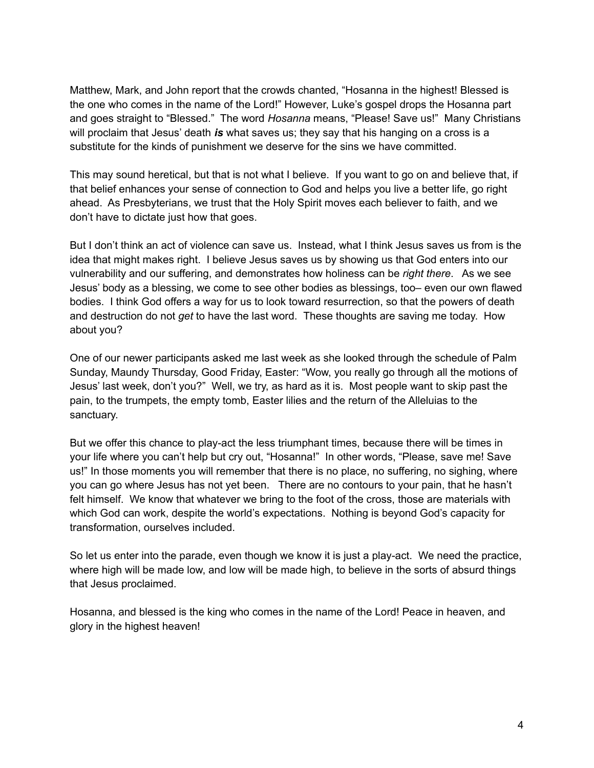Matthew, Mark, and John report that the crowds chanted, “Hosanna in the highest! Blessed is the one who comes in the name of the Lord!” However, Luke’s gospel drops the Hosanna part and goes straight to “Blessed.” The word *Hosanna* means, “Please! Save us!” Many Christians will proclaim that Jesus’ death ***is*** what saves us; they say that his hanging on a cross is a substitute for the kinds of punishment we deserve for the sins we have committed.

This may sound heretical, but that is not what I believe. If you want to go on and believe that, if that belief enhances your sense of connection to God and helps you live a better life, go right ahead. As Presbyterians, we trust that the Holy Spirit moves each believer to faith, and we don’t have to dictate just how that goes.

But I don’t think an act of violence can save us. Instead, what I think Jesus saves us from is the idea that might makes right. I believe Jesus saves us by showing us that God enters into our vulnerability and our suffering, and demonstrates how holiness can be *right there*. As we see Jesus’ body as a blessing, we come to see other bodies as blessings, too– even our own flawed bodies. I think God offers a way for us to look toward resurrection, so that the powers of death and destruction do not *get* to have the last word. These thoughts are saving me today. How about you?

One of our newer participants asked me last week as she looked through the schedule of Palm Sunday, Maundy Thursday, Good Friday, Easter: “Wow, you really go through all the motions of Jesus’ last week, don’t you?” Well, we try, as hard as it is. Most people want to skip past the pain, to the trumpets, the empty tomb, Easter lilies and the return of the Alleluias to the sanctuary.

But we offer this chance to play-act the less triumphant times, because there will be times in your life where you can’t help but cry out, “Hosanna!” In other words, “Please, save me! Save us!” In those moments you will remember that there is no place, no suffering, no sighing, where you can go where Jesus has not yet been. There are no contours to your pain, that he hasn’t felt himself. We know that whatever we bring to the foot of the cross, those are materials with which God can work, despite the world’s expectations. Nothing is beyond God’s capacity for transformation, ourselves included.

So let us enter into the parade, even though we know it is just a play-act. We need the practice, where high will be made low, and low will be made high, to believe in the sorts of absurd things that Jesus proclaimed.

Hosanna, and blessed is the king who comes in the name of the Lord! Peace in heaven, and glory in the highest heaven!